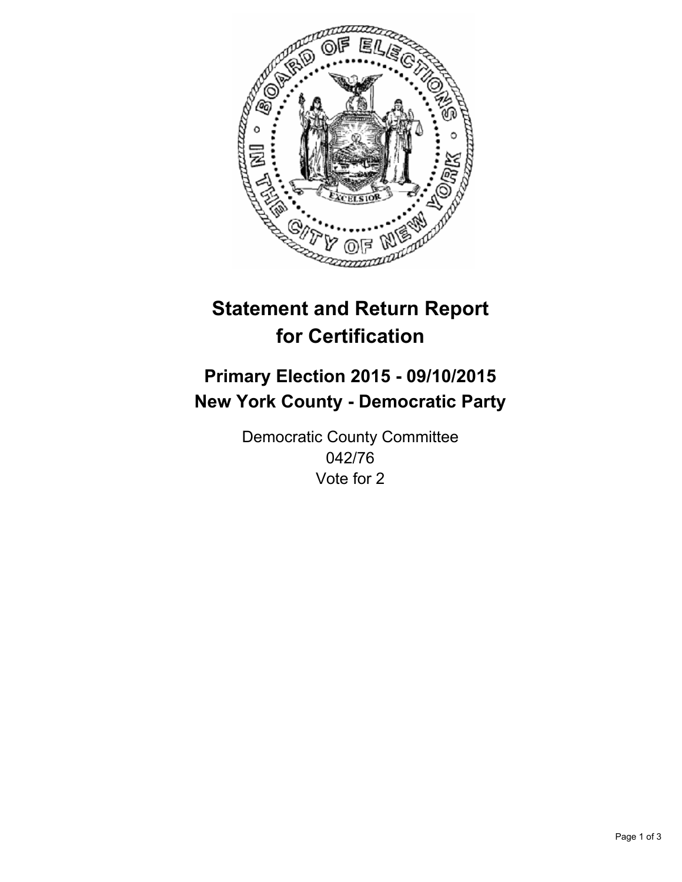# Statement and Return Report for Certification

## Primary Election 2015 - 09/10/2015
## New York County - Democratic Party

Democratic County Committee
042/76
Vote for 2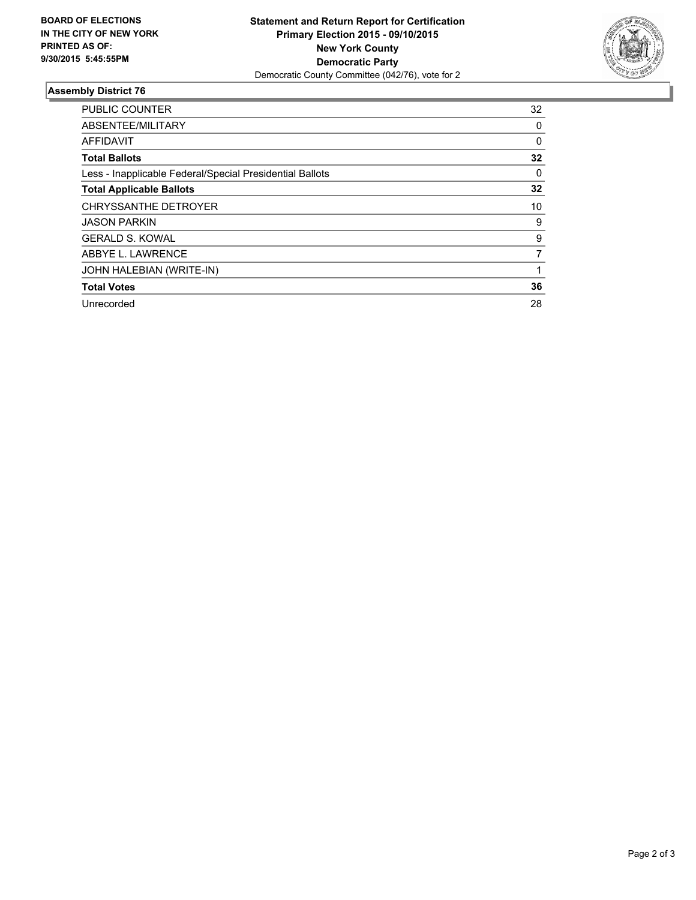**BOARD OF ELECTIONS**
**IN THE CITY OF NEW YORK**
**PRINTED AS OF:**
**9/30/2015 5:45:55PM**

**Statement and Return Report for Certification**
**Primary Election 2015 - 09/10/2015**
**New York County**
**Democratic Party**
Democratic County Committee (042/76), vote for 2

### Assembly District 76

| | |
|---|---|
| PUBLIC COUNTER | 32 |
| ABSENTEE/MILITARY | 0 |
| AFFIDAVIT | 0 |
| **Total Ballots** | **32** |
| Less - Inapplicable Federal/Special Presidential Ballots | 0 |
| **Total Applicable Ballots** | **32** |
| CHRYSSANTHE DETROYER | 10 |
| JASON PARKIN | 9 |
| GERALD S. KOWAL | 9 |
| ABBYE L. LAWRENCE | 7 |
| JOHN HALEBIAN (WRITE-IN) | 1 |
| **Total Votes** | **36** |
| Unrecorded | 28 |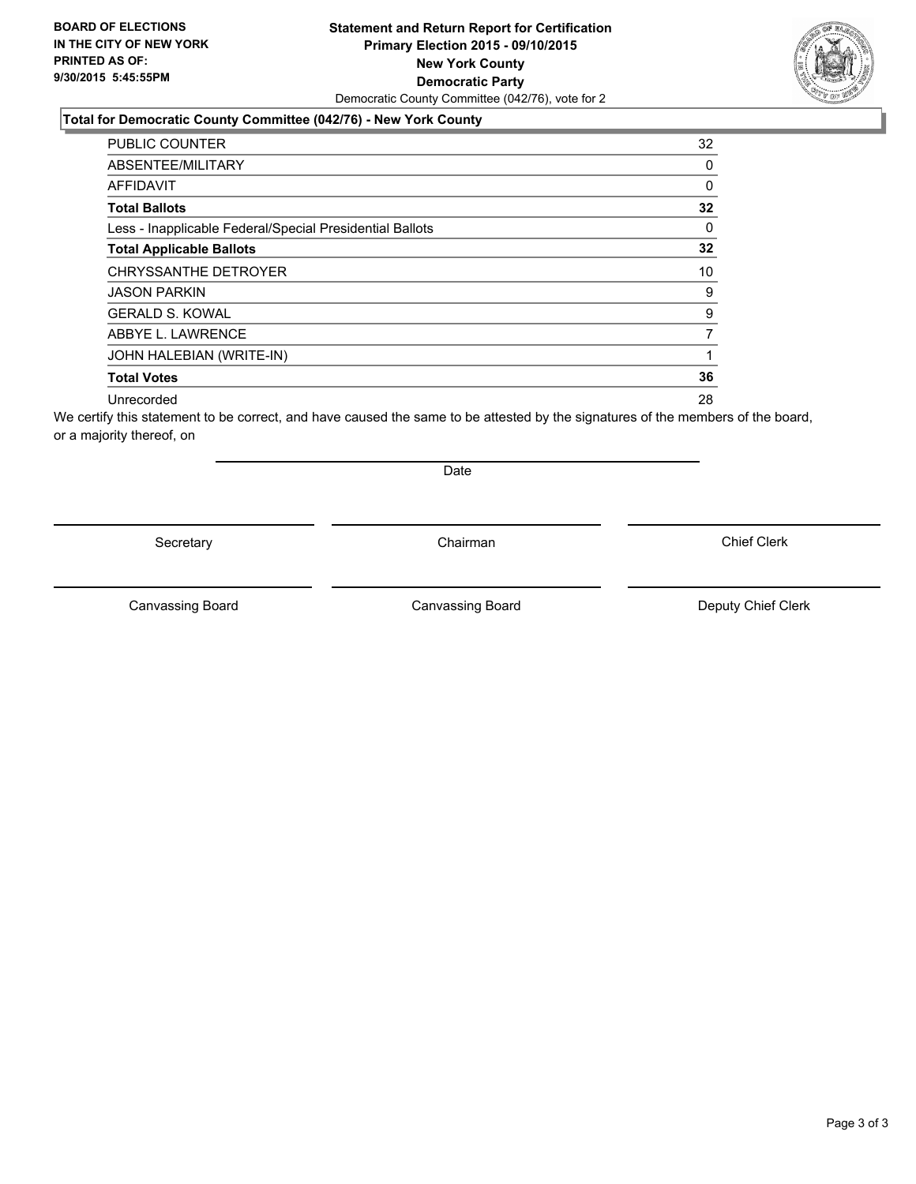**BOARD OF ELECTIONS IN THE CITY OF NEW YORK PRINTED AS OF: 9/30/2015 5:45:55PM**

**Statement and Return Report for Certification**
**Primary Election 2015 - 09/10/2015**
**New York County**
**Democratic Party**
Democratic County Committee (042/76), vote for 2

### Total for Democratic County Committee (042/76) - New York County

| | |
|---|---|
| PUBLIC COUNTER | 32 |
| ABSENTEE/MILITARY | 0 |
| AFFIDAVIT | 0 |
| **Total Ballots** | **32** |
| Less - Inapplicable Federal/Special Presidential Ballots | 0 |
| **Total Applicable Ballots** | **32** |
| CHRYSSANTHE DETROYER | 10 |
| JASON PARKIN | 9 |
| GERALD S. KOWAL | 9 |
| ABBYE L. LAWRENCE | 7 |
| JOHN HALEBIAN (WRITE-IN) | 1 |
| **Total Votes** | **36** |
| Unrecorded | 28 |

We certify this statement to be correct, and have caused the same to be attested by the signatures of the members of the board, or a majority thereof, on

Date

Secretary　　Chairman　　Chief Clerk

Canvassing Board　　Canvassing Board　　Deputy Chief Clerk